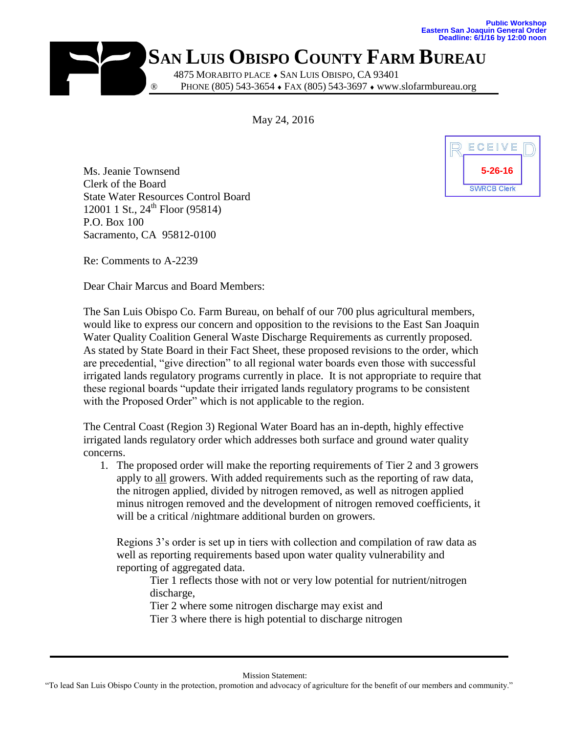Public Workshop
Eastern San Joaquin General Order
Deadline: 6/1/16 by 12:00 noon

# San Luis Obispo County Farm Bureau

4875 Morabito Place ♦ San Luis Obispo, CA 93401
® Phone (805) 543-3654 ♦ Fax (805) 543-3697 ♦ www.slofarmbureau.org

May 24, 2016

RECEIVED
5-26-16
SWRCB Clerk

Ms. Jeanie Townsend
Clerk of the Board
State Water Resources Control Board
12001 1 St., 24th Floor (95814)
P.O. Box 100
Sacramento, CA 95812-0100

Re: Comments to A-2239

Dear Chair Marcus and Board Members:

The San Luis Obispo Co. Farm Bureau, on behalf of our 700 plus agricultural members, would like to express our concern and opposition to the revisions to the East San Joaquin Water Quality Coalition General Waste Discharge Requirements as currently proposed. As stated by State Board in their Fact Sheet, these proposed revisions to the order, which are precedential, "give direction" to all regional water boards even those with successful irrigated lands regulatory programs currently in place. It is not appropriate to require that these regional boards "update their irrigated lands regulatory programs to be consistent with the Proposed Order" which is not applicable to the region.

The Central Coast (Region 3) Regional Water Board has an in-depth, highly effective irrigated lands regulatory order which addresses both surface and ground water quality concerns.

1. The proposed order will make the reporting requirements of Tier 2 and 3 growers apply to <u>all</u> growers. With added requirements such as the reporting of raw data, the nitrogen applied, divided by nitrogen removed, as well as nitrogen applied minus nitrogen removed and the development of nitrogen removed coefficients, it will be a critical /nightmare additional burden on growers.

   Regions 3's order is set up in tiers with collection and compilation of raw data as well as reporting requirements based upon water quality vulnerability and reporting of aggregated data.

   Tier 1 reflects those with not or very low potential for nutrient/nitrogen discharge,
   Tier 2 where some nitrogen discharge may exist and
   Tier 3 where there is high potential to discharge nitrogen

Mission Statement:
"To lead San Luis Obispo County in the protection, promotion and advocacy of agriculture for the benefit of our members and community."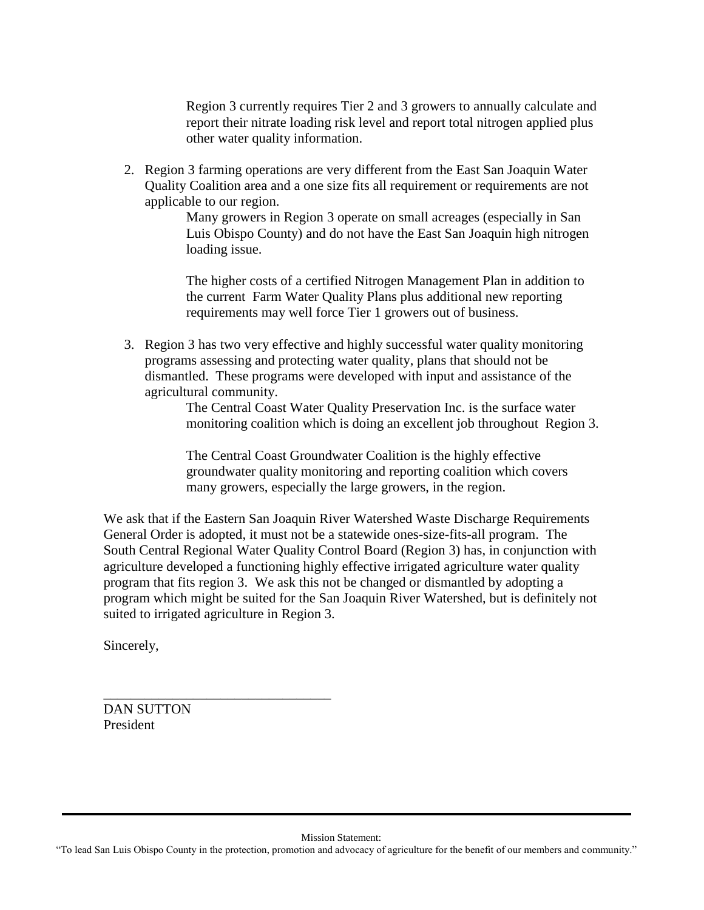Region 3 currently requires Tier 2 and 3 growers to annually calculate and report their nitrate loading risk level and report total nitrogen applied plus other water quality information.

2. Region 3 farming operations are very different from the East San Joaquin Water Quality Coalition area and a one size fits all requirement or requirements are not applicable to our region.

   Many growers in Region 3 operate on small acreages (especially in San Luis Obispo County) and do not have the East San Joaquin high nitrogen loading issue.

   The higher costs of a certified Nitrogen Management Plan in addition to the current Farm Water Quality Plans plus additional new reporting requirements may well force Tier 1 growers out of business.

3. Region 3 has two very effective and highly successful water quality monitoring programs assessing and protecting water quality, plans that should not be dismantled. These programs were developed with input and assistance of the agricultural community.

   The Central Coast Water Quality Preservation Inc. is the surface water monitoring coalition which is doing an excellent job throughout Region 3.

   The Central Coast Groundwater Coalition is the highly effective groundwater quality monitoring and reporting coalition which covers many growers, especially the large growers, in the region.

We ask that if the Eastern San Joaquin River Watershed Waste Discharge Requirements General Order is adopted, it must not be a statewide ones-size-fits-all program. The South Central Regional Water Quality Control Board (Region 3) has, in conjunction with agriculture developed a functioning highly effective irrigated agriculture water quality program that fits region 3. We ask this not be changed or dismantled by adopting a program which might be suited for the San Joaquin River Watershed, but is definitely not suited to irrigated agriculture in Region 3.

Sincerely,

\_\_\_\_\_\_\_\_\_\_\_\_\_\_\_\_\_\_\_\_\_\_\_\_\_\_\_\_\_\_\_\_\_\_

DAN SUTTON
President

Mission Statement:
"To lead San Luis Obispo County in the protection, promotion and advocacy of agriculture for the benefit of our members and community."